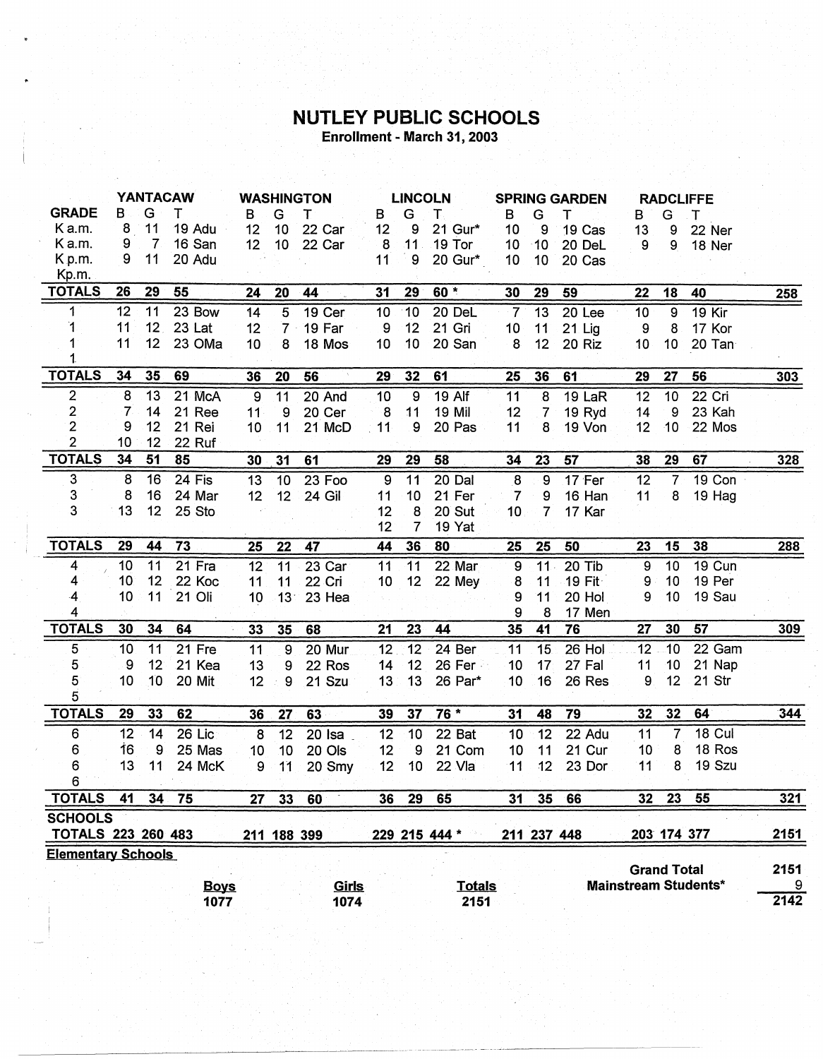# NUTLEY PUBLIC SCHOOLS

**Enrollment - March 31, 2003**

| GRADE | YANTACAW B | G | T | | WASHINGTON B | G | T | | LINCOLN B | G | T | | SPRING GARDEN B | G | T | | RADCLIFFE B | G | T | | |
|---|---|---|---|---|---|---|---|---|---|---|---|---|---|---|---|---|---|---|---|---|---|
| K a.m. | 8 | 11 | 19 | Adu | 12 | 10 | 22 | Car | 12 | 9 | 21 | Gur* | 10 | 9 | 19 | Cas | 13 | 9 | 22 | Ner | |
| K a.m. | 9 | 7 | 16 | San | 12 | 10 | 22 | Car | 8 | 11 | 19 | Tor | 10 | 10 | 20 | DeL | 9 | 9 | 18 | Ner | |
| K p.m. | 9 | 11 | 20 | Adu | | | | | 11 | 9 | 20 | Gur* | 10 | 10 | 20 | Cas | | | | | |
| Kp.m. | | | | | | | | | | | | | | | | | | | | | |
| **TOTALS** | **26** | **29** | **55** | | **24** | **20** | **44** | | **31** | **29** | **60 *** | | **30** | **29** | **59** | | **22** | **18** | **40** | | **258** |
| 1 | 12 | 11 | 23 | Bow | 14 | 5 | 19 | Cer | 10 | 10 | 20 | DeL | 7 | 13 | 20 | Lee | 10 | 9 | 19 | Kir | |
| 1 | 11 | 12 | 23 | Lat | 12 | 7 | 19 | Far | 9 | 12 | 21 | Gri | 10 | 11 | 21 | Lig | 9 | 8 | 17 | Kor | |
| 1 | 11 | 12 | 23 | OMa | 10 | 8 | 18 | Mos | 10 | 10 | 20 | San | 8 | 12 | 20 | Riz | 10 | 10 | 20 | Tan | |
| 1 | | | | | | | | | | | | | | | | | | | | | |
| **TOTALS** | **34** | **35** | **69** | | **36** | **20** | **56** | | **29** | **32** | **61** | | **25** | **36** | **61** | | **29** | **27** | **56** | | **303** |
| 2 | 8 | 13 | 21 | McA | 9 | 11 | 20 | And | 10 | 9 | 19 | Alf | 11 | 8 | 19 | LaR | 12 | 10 | 22 | Cri | |
| 2 | 7 | 14 | 21 | Ree | 11 | 9 | 20 | Cer | 8 | 11 | 19 | Mil | 12 | 7 | 19 | Ryd | 14 | 9 | 23 | Kah | |
| 2 | 9 | 12 | 21 | Rei | 10 | 11 | 21 | McD | 11 | 9 | 20 | Pas | 11 | 8 | 19 | Von | 12 | 10 | 22 | Mos | |
| 2 | 10 | 12 | 22 | Ruf | | | | | | | | | | | | | | | | | |
| **TOTALS** | **34** | **51** | **85** | | **30** | **31** | **61** | | **29** | **29** | **58** | | **34** | **23** | **57** | | **38** | **29** | **67** | | **328** |
| 3 | 8 | 16 | 24 | Fis | 13 | 10 | 23 | Foo | 9 | 11 | 20 | Dal | 8 | 9 | 17 | Fer | 12 | 7 | 19 | Con | |
| 3 | 8 | 16 | 24 | Mar | 12 | 12 | 24 | Gil | 11 | 10 | 21 | Fer | 7 | 9 | 16 | Han | 11 | 8 | 19 | Hag | |
| 3 | 13 | 12 | 25 | Sto | | | | | 12 | 8 | 20 | Sut | 10 | 7 | 17 | Kar | | | | | |
| | | | | | | | | | 12 | 7 | 19 | Yat | | | | | | | | | |
| **TOTALS** | **29** | **44** | **73** | | **25** | **22** | **47** | | **44** | **36** | **80** | | **25** | **25** | **50** | | **23** | **15** | **38** | | **288** |
| 4 | 10 | 11 | 21 | Fra | 12 | 11 | 23 | Car | 11 | 11 | 22 | Mar | 9 | 11 | 20 | Tib | 9 | 10 | 19 | Cun | |
| 4 | 10 | 12 | 22 | Koc | 11 | 11 | 22 | Cri | 10 | 12 | 22 | Mey | 8 | 11 | 19 | Fit | 9 | 10 | 19 | Per | |
| 4 | 10 | 11 | 21 | Oli | 10 | 13 | 23 | Hea | | | | | 9 | 11 | 20 | Hol | 9 | 10 | 19 | Sau | |
| 4 | | | | | | | | | | | | | 9 | 8 | 17 | Men | | | | | |
| **TOTALS** | **30** | **34** | **64** | | **33** | **35** | **68** | | **21** | **23** | **44** | | **35** | **41** | **76** | | **27** | **30** | **57** | | **309** |
| 5 | 10 | 11 | 21 | Fre | 11 | 9 | 20 | Mur | 12 | 12 | 24 | Ber | 11 | 15 | 26 | Hol | 12 | 10 | 22 | Gam | |
| 5 | 9 | 12 | 21 | Kea | 13 | 9 | 22 | Ros | 14 | 12 | 26 | Fer | 10 | 17 | 27 | Fal | 11 | 10 | 21 | Nap | |
| 5 | 10 | 10 | 20 | Mit | 12 | 9 | 21 | Szu | 13 | 13 | 26 | Par* | 10 | 16 | 26 | Res | 9 | 12 | 21 | Str | |
| 5 | | | | | | | | | | | | | | | | | | | | | |
| **TOTALS** | **29** | **33** | **62** | | **36** | **27** | **63** | | **39** | **37** | **76 *** | | **31** | **48** | **79** | | **32** | **32** | **64** | | **344** |
| 6 | 12 | 14 | 26 | Lic | 8 | 12 | 20 | Isa | 12 | 10 | 22 | Bat | 10 | 12 | 22 | Adu | 11 | 7 | 18 | Cul | |
| 6 | 16 | 9 | 25 | Mas | 10 | 10 | 20 | Ols | 12 | 9 | 21 | Com | 10 | 11 | 21 | Cur | 10 | 8 | 18 | Ros | |
| 6 | 13 | 11 | 24 | McK | 9 | 11 | 20 | Smy | 12 | 10 | 22 | Vla | 11 | 12 | 23 | Dor | 11 | 8 | 19 | Szu | |
| 6 | | | | | | | | | | | | | | | | | | | | | |
| **TOTALS** | **41** | **34** | **75** | | **27** | **33** | **60** | | **36** | **29** | **65** | | **31** | **35** | **66** | | **32** | **23** | **55** | | **321** |
| **SCHOOLS TOTALS** | **223** | **260** | **483** | | **211** | **188** | **399** | | **229** | **215** | **444 *** | | **211** | **237** | **448** | | **203** | **174** | **377** | | **2151** |

**Elementary Schools**

| Boys | Girls | Totals |
|---|---|---|
| 1077 | 1074 | 2151 |

| | |
|---|---|
| **Grand Total** | **2151** |
| **Mainstream Students*** | 9 |
| | **2142** |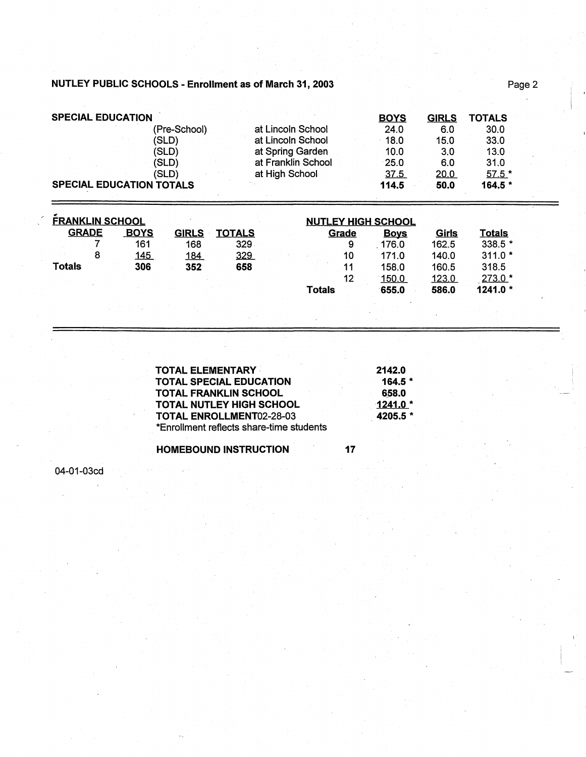## NUTLEY PUBLIC SCHOOLS - Enrollment as of March 31, 2003

| SPECIAL EDUCATION | | | BOYS | GIRLS | TOTALS |
|---|---|---|---|---|---|
| | (Pre-School) | at Lincoln School | 24.0 | 6.0 | 30.0 |
| | (SLD) | at Lincoln School | 18.0 | 15.0 | 33.0 |
| | (SLD) | at Spring Garden | 10.0 | 3.0 | 13.0 |
| | (SLD) | at Franklin School | 25.0 | 6.0 | 31.0 |
| | (SLD) | at High School | 37.5 | 20.0 | 57.5 * |
| **SPECIAL EDUCATION TOTALS** | | | **114.5** | **50.0** | **164.5 *** |

**FRANKLIN SCHOOL**

| GRADE | BOYS | GIRLS | TOTALS |
|---|---|---|---|
| 7 | 161 | 168 | 329 |
| 8 | 145 | 184 | 329 |
| **Totals** | **306** | **352** | **658** |

**NUTLEY HIGH SCHOOL**

| Grade | Boys | Girls | Totals |
|---|---|---|---|
| 9 | 176.0 | 162.5 | 338.5 * |
| 10 | 171.0 | 140.0 | 311.0 * |
| 11 | 158.0 | 160.5 | 318.5 |
| 12 | 150.0 | 123.0 | 273.0 * |
| **Totals** | **655.0** | **586.0** | **1241.0 *** |

| | |
|---|---|
| **TOTAL ELEMENTARY** | **2142.0** |
| **TOTAL SPECIAL EDUCATION** | **164.5 *** |
| **TOTAL FRANKLIN SCHOOL** | **658.0** |
| **TOTAL NUTLEY HIGH SCHOOL** | **1241.0 *** |
| **TOTAL ENROLLMENT02-28-03** | **4205.5 *** |

*Enrollment reflects share-time students

**HOMEBOUND INSTRUCTION** **17**

04-01-03cd